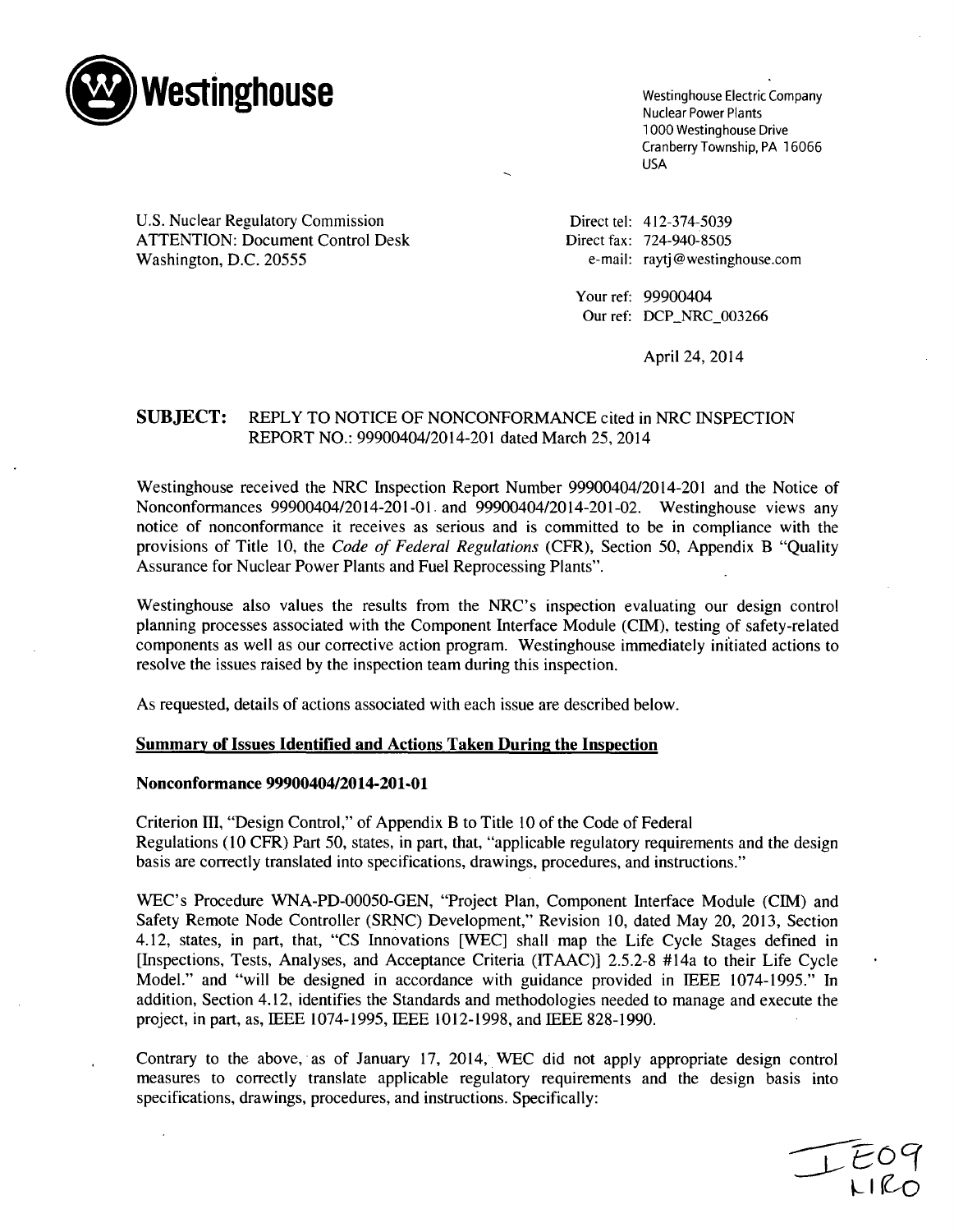**Westinghouse**

Westinghouse Electric Company
Nuclear Power Plants
1000 Westinghouse Drive
Cranberry Township, PA 16066
USA

U.S. Nuclear Regulatory Commission
ATTENTION: Document Control Desk
Washington, D.C. 20555

Direct tel: 412-374-5039
Direct fax: 724-940-8505
e-mail: raytj@westinghouse.com

Your ref: 99900404
Our ref: DCP_NRC_003266

April 24, 2014

**SUBJECT:** REPLY TO NOTICE OF NONCONFORMANCE cited in NRC INSPECTION REPORT NO.: 99900404/2014-201 dated March 25, 2014

Westinghouse received the NRC Inspection Report Number 99900404/2014-201 and the Notice of Nonconformances 99900404/2014-201-01 and 99900404/2014-201-02. Westinghouse views any notice of nonconformance it receives as serious and is committed to be in compliance with the provisions of Title 10, the *Code of Federal Regulations* (CFR), Section 50, Appendix B "Quality Assurance for Nuclear Power Plants and Fuel Reprocessing Plants".

Westinghouse also values the results from the NRC's inspection evaluating our design control planning processes associated with the Component Interface Module (CIM), testing of safety-related components as well as our corrective action program. Westinghouse immediately initiated actions to resolve the issues raised by the inspection team during this inspection.

As requested, details of actions associated with each issue are described below.

**Summary of Issues Identified and Actions Taken During the Inspection**

**Nonconformance 99900404/2014-201-01**

Criterion III, "Design Control," of Appendix B to Title 10 of the Code of Federal Regulations (10 CFR) Part 50, states, in part, that, "applicable regulatory requirements and the design basis are correctly translated into specifications, drawings, procedures, and instructions."

WEC's Procedure WNA-PD-00050-GEN, "Project Plan, Component Interface Module (CIM) and Safety Remote Node Controller (SRNC) Development," Revision 10, dated May 20, 2013, Section 4.12, states, in part, that, "CS Innovations [WEC] shall map the Life Cycle Stages defined in [Inspections, Tests, Analyses, and Acceptance Criteria (ITAAC)] 2.5.2-8 #14a to their Life Cycle Model." and "will be designed in accordance with guidance provided in IEEE 1074-1995." In addition, Section 4.12, identifies the Standards and methodologies needed to manage and execute the project, in part, as, IEEE 1074-1995, IEEE 1012-1998, and IEEE 828-1990.

Contrary to the above, as of January 17, 2014, WEC did not apply appropriate design control measures to correctly translate applicable regulatory requirements and the design basis into specifications, drawings, procedures, and instructions. Specifically:

IE09
NRO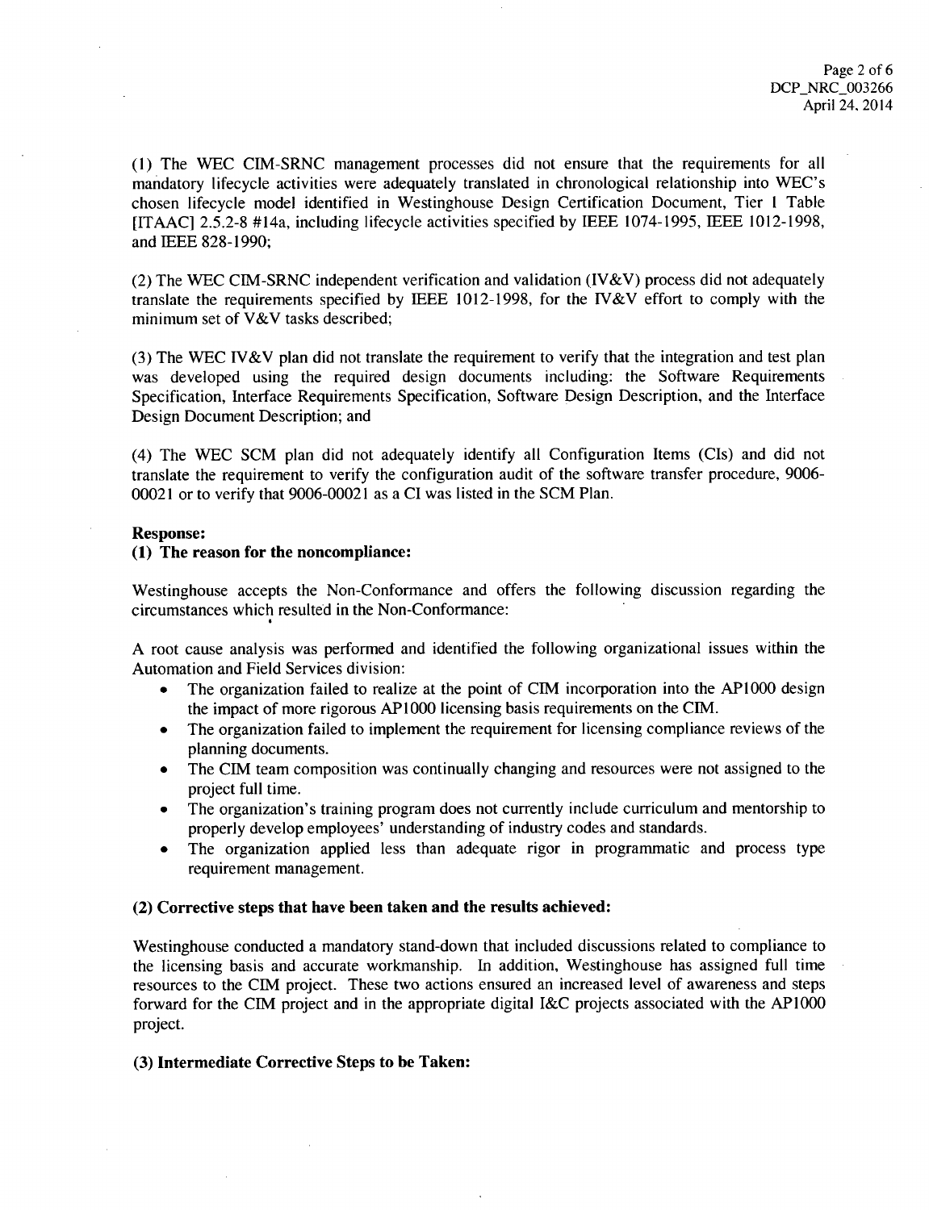(1) The WEC CIM-SRNC management processes did not ensure that the requirements for all mandatory lifecycle activities were adequately translated in chronological relationship into WEC's chosen lifecycle model identified in Westinghouse Design Certification Document, Tier 1 Table [ITAAC] 2.5.2-8 #14a, including lifecycle activities specified by IEEE 1074-1995, IEEE 1012-1998, and IEEE 828-1990;

(2) The WEC CIM-SRNC independent verification and validation (IV&V) process did not adequately translate the requirements specified by IEEE 1012-1998, for the IV&V effort to comply with the minimum set of V&V tasks described;

(3) The WEC IV&V plan did not translate the requirement to verify that the integration and test plan was developed using the required design documents including: the Software Requirements Specification, Interface Requirements Specification, Software Design Description, and the Interface Design Document Description; and

(4) The WEC SCM plan did not adequately identify all Configuration Items (CIs) and did not translate the requirement to verify the configuration audit of the software transfer procedure, 9006-00021 or to verify that 9006-00021 as a CI was listed in the SCM Plan.

**Response:**

**(1) The reason for the noncompliance:**

Westinghouse accepts the Non-Conformance and offers the following discussion regarding the circumstances which resulted in the Non-Conformance:

A root cause analysis was performed and identified the following organizational issues within the Automation and Field Services division:

- The organization failed to realize at the point of CIM incorporation into the AP1000 design the impact of more rigorous AP1000 licensing basis requirements on the CIM.
- The organization failed to implement the requirement for licensing compliance reviews of the planning documents.
- The CIM team composition was continually changing and resources were not assigned to the project full time.
- The organization's training program does not currently include curriculum and mentorship to properly develop employees' understanding of industry codes and standards.
- The organization applied less than adequate rigor in programmatic and process type requirement management.

**(2) Corrective steps that have been taken and the results achieved:**

Westinghouse conducted a mandatory stand-down that included discussions related to compliance to the licensing basis and accurate workmanship. In addition, Westinghouse has assigned full time resources to the CIM project. These two actions ensured an increased level of awareness and steps forward for the CIM project and in the appropriate digital I&C projects associated with the AP1000 project.

**(3) Intermediate Corrective Steps to be Taken:**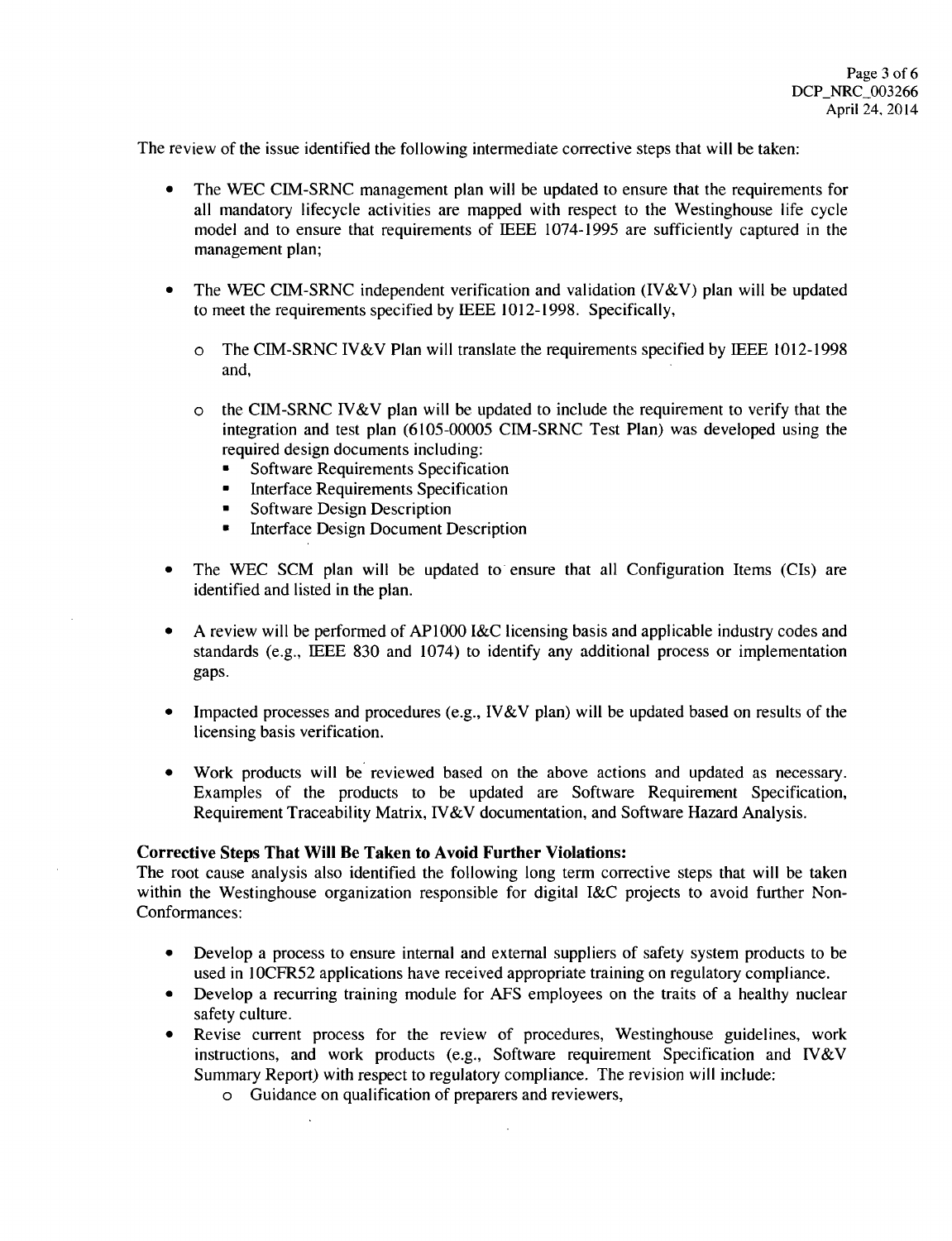The review of the issue identified the following intermediate corrective steps that will be taken:

- The WEC CIM-SRNC management plan will be updated to ensure that the requirements for all mandatory lifecycle activities are mapped with respect to the Westinghouse life cycle model and to ensure that requirements of IEEE 1074-1995 are sufficiently captured in the management plan;

- The WEC CIM-SRNC independent verification and validation (IV&V) plan will be updated to meet the requirements specified by IEEE 1012-1998. Specifically,

  - The CIM-SRNC IV&V Plan will translate the requirements specified by IEEE 1012-1998 and,

  - the CIM-SRNC IV&V plan will be updated to include the requirement to verify that the integration and test plan (6105-00005 CIM-SRNC Test Plan) was developed using the required design documents including:
    - Software Requirements Specification
    - Interface Requirements Specification
    - Software Design Description
    - Interface Design Document Description

- The WEC SCM plan will be updated to ensure that all Configuration Items (CIs) are identified and listed in the plan.

- A review will be performed of AP1000 I&C licensing basis and applicable industry codes and standards (e.g., IEEE 830 and 1074) to identify any additional process or implementation gaps.

- Impacted processes and procedures (e.g., IV&V plan) will be updated based on results of the licensing basis verification.

- Work products will be reviewed based on the above actions and updated as necessary. Examples of the products to be updated are Software Requirement Specification, Requirement Traceability Matrix, IV&V documentation, and Software Hazard Analysis.

**Corrective Steps That Will Be Taken to Avoid Further Violations:**

The root cause analysis also identified the following long term corrective steps that will be taken within the Westinghouse organization responsible for digital I&C projects to avoid further Non-Conformances:

- Develop a process to ensure internal and external suppliers of safety system products to be used in 10CFR52 applications have received appropriate training on regulatory compliance.
- Develop a recurring training module for AFS employees on the traits of a healthy nuclear safety culture.
- Revise current process for the review of procedures, Westinghouse guidelines, work instructions, and work products (e.g., Software requirement Specification and IV&V Summary Report) with respect to regulatory compliance. The revision will include:
  - Guidance on qualification of preparers and reviewers,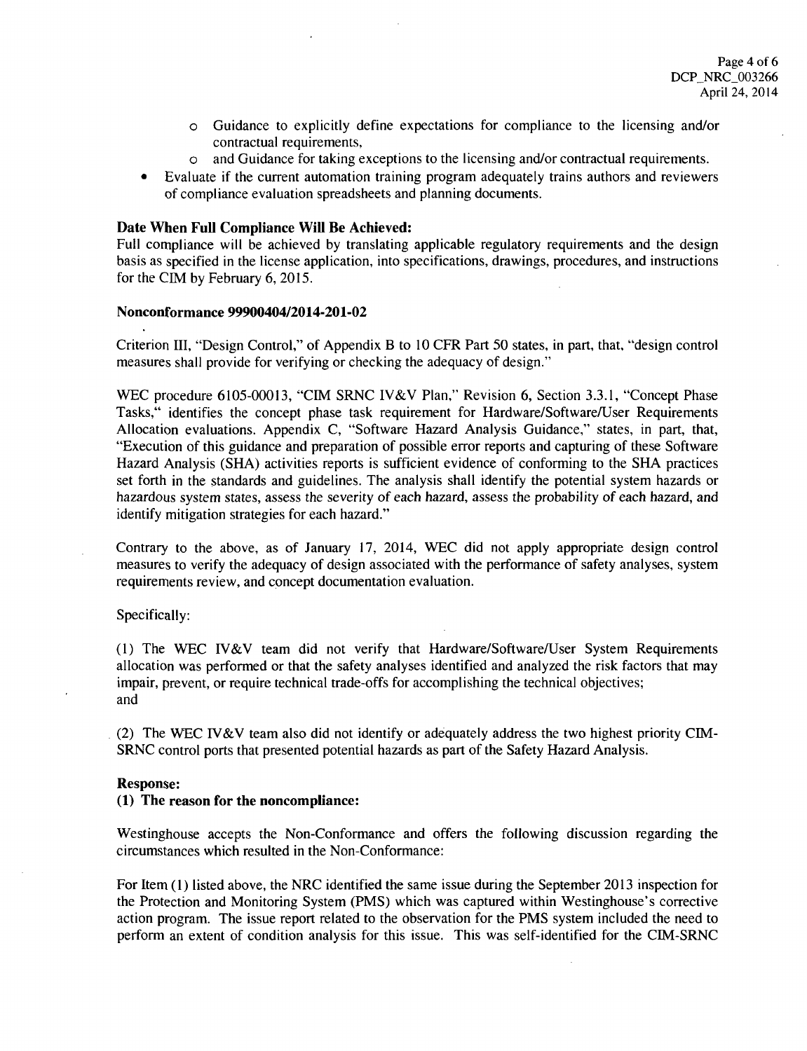- Guidance to explicitly define expectations for compliance to the licensing and/or contractual requirements,
    - and Guidance for taking exceptions to the licensing and/or contractual requirements.
- Evaluate if the current automation training program adequately trains authors and reviewers of compliance evaluation spreadsheets and planning documents.

**Date When Full Compliance Will Be Achieved:**
Full compliance will be achieved by translating applicable regulatory requirements and the design basis as specified in the license application, into specifications, drawings, procedures, and instructions for the CIM by February 6, 2015.

**Nonconformance 99900404/2014-201-02**

Criterion III, "Design Control," of Appendix B to 10 CFR Part 50 states, in part, that, "design control measures shall provide for verifying or checking the adequacy of design."

WEC procedure 6105-00013, "CIM SRNC IV&V Plan," Revision 6, Section 3.3.1, "Concept Phase Tasks," identifies the concept phase task requirement for Hardware/Software/User Requirements Allocation evaluations. Appendix C, "Software Hazard Analysis Guidance," states, in part, that, "Execution of this guidance and preparation of possible error reports and capturing of these Software Hazard Analysis (SHA) activities reports is sufficient evidence of conforming to the SHA practices set forth in the standards and guidelines. The analysis shall identify the potential system hazards or hazardous system states, assess the severity of each hazard, assess the probability of each hazard, and identify mitigation strategies for each hazard."

Contrary to the above, as of January 17, 2014, WEC did not apply appropriate design control measures to verify the adequacy of design associated with the performance of safety analyses, system requirements review, and concept documentation evaluation.

Specifically:

(1) The WEC IV&V team did not verify that Hardware/Software/User System Requirements allocation was performed or that the safety analyses identified and analyzed the risk factors that may impair, prevent, or require technical trade-offs for accomplishing the technical objectives; and

(2) The WEC IV&V team also did not identify or adequately address the two highest priority CIM-SRNC control ports that presented potential hazards as part of the Safety Hazard Analysis.

**Response:**
**(1) The reason for the noncompliance:**

Westinghouse accepts the Non-Conformance and offers the following discussion regarding the circumstances which resulted in the Non-Conformance:

For Item (1) listed above, the NRC identified the same issue during the September 2013 inspection for the Protection and Monitoring System (PMS) which was captured within Westinghouse's corrective action program. The issue report related to the observation for the PMS system included the need to perform an extent of condition analysis for this issue. This was self-identified for the CIM-SRNC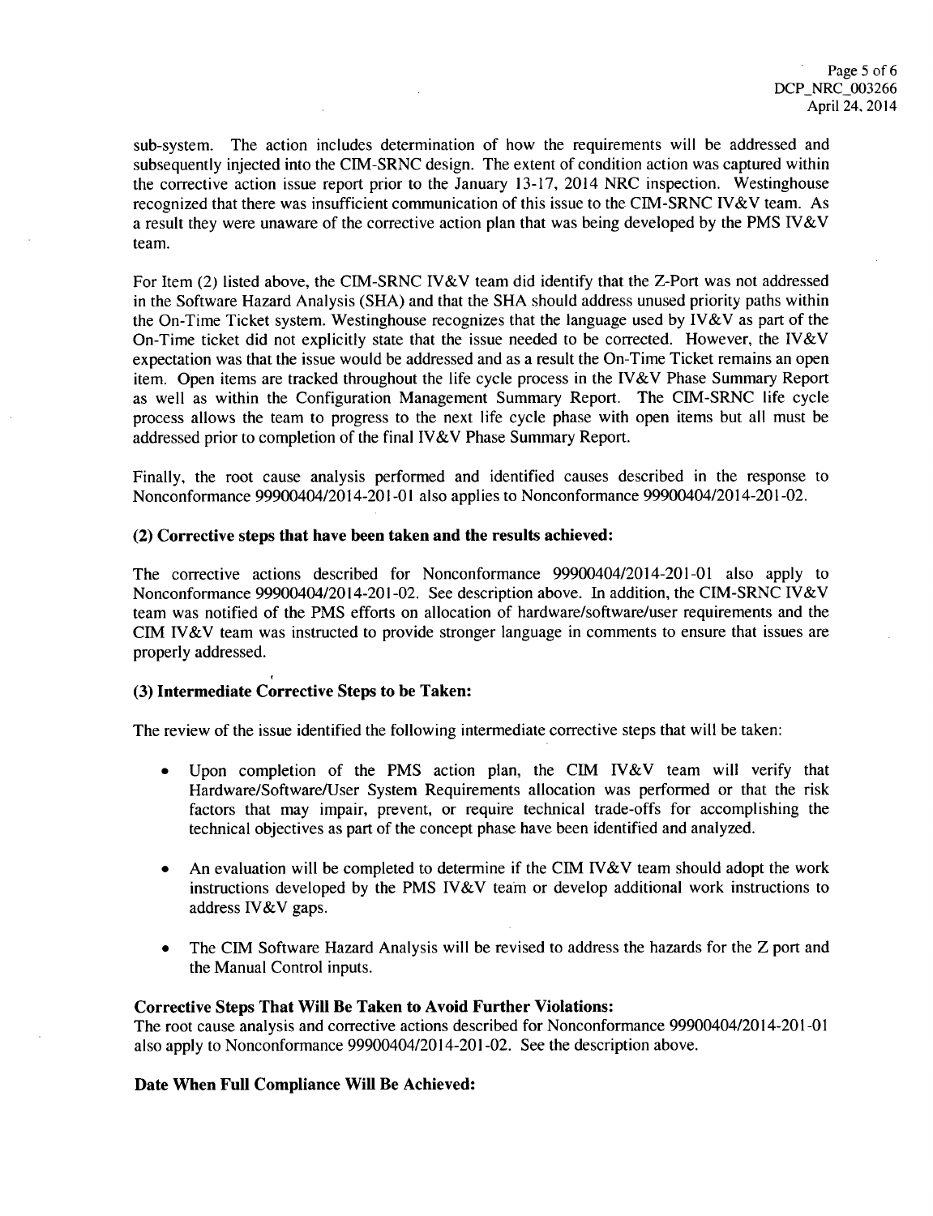sub-system. The action includes determination of how the requirements will be addressed and subsequently injected into the CIM-SRNC design. The extent of condition action was captured within the corrective action issue report prior to the January 13-17, 2014 NRC inspection. Westinghouse recognized that there was insufficient communication of this issue to the CIM-SRNC IV&V team. As a result they were unaware of the corrective action plan that was being developed by the PMS IV&V team.

For Item (2) listed above, the CIM-SRNC IV&V team did identify that the Z-Port was not addressed in the Software Hazard Analysis (SHA) and that the SHA should address unused priority paths within the On-Time Ticket system. Westinghouse recognizes that the language used by IV&V as part of the On-Time ticket did not explicitly state that the issue needed to be corrected. However, the IV&V expectation was that the issue would be addressed and as a result the On-Time Ticket remains an open item. Open items are tracked throughout the life cycle process in the IV&V Phase Summary Report as well as within the Configuration Management Summary Report. The CIM-SRNC life cycle process allows the team to progress to the next life cycle phase with open items but all must be addressed prior to completion of the final IV&V Phase Summary Report.

Finally, the root cause analysis performed and identified causes described in the response to Nonconformance 99900404/2014-201-01 also applies to Nonconformance 99900404/2014-201-02.

**(2) Corrective steps that have been taken and the results achieved:**

The corrective actions described for Nonconformance 99900404/2014-201-01 also apply to Nonconformance 99900404/2014-201-02. See description above. In addition, the CIM-SRNC IV&V team was notified of the PMS efforts on allocation of hardware/software/user requirements and the CIM IV&V team was instructed to provide stronger language in comments to ensure that issues are properly addressed.

**(3) Intermediate Corrective Steps to be Taken:**

The review of the issue identified the following intermediate corrective steps that will be taken:

- Upon completion of the PMS action plan, the CIM IV&V team will verify that Hardware/Software/User System Requirements allocation was performed or that the risk factors that may impair, prevent, or require technical trade-offs for accomplishing the technical objectives as part of the concept phase have been identified and analyzed.

- An evaluation will be completed to determine if the CIM IV&V team should adopt the work instructions developed by the PMS IV&V team or develop additional work instructions to address IV&V gaps.

- The CIM Software Hazard Analysis will be revised to address the hazards for the Z port and the Manual Control inputs.

**Corrective Steps That Will Be Taken to Avoid Further Violations:**

The root cause analysis and corrective actions described for Nonconformance 99900404/2014-201-01 also apply to Nonconformance 99900404/2014-201-02. See the description above.

**Date When Full Compliance Will Be Achieved:**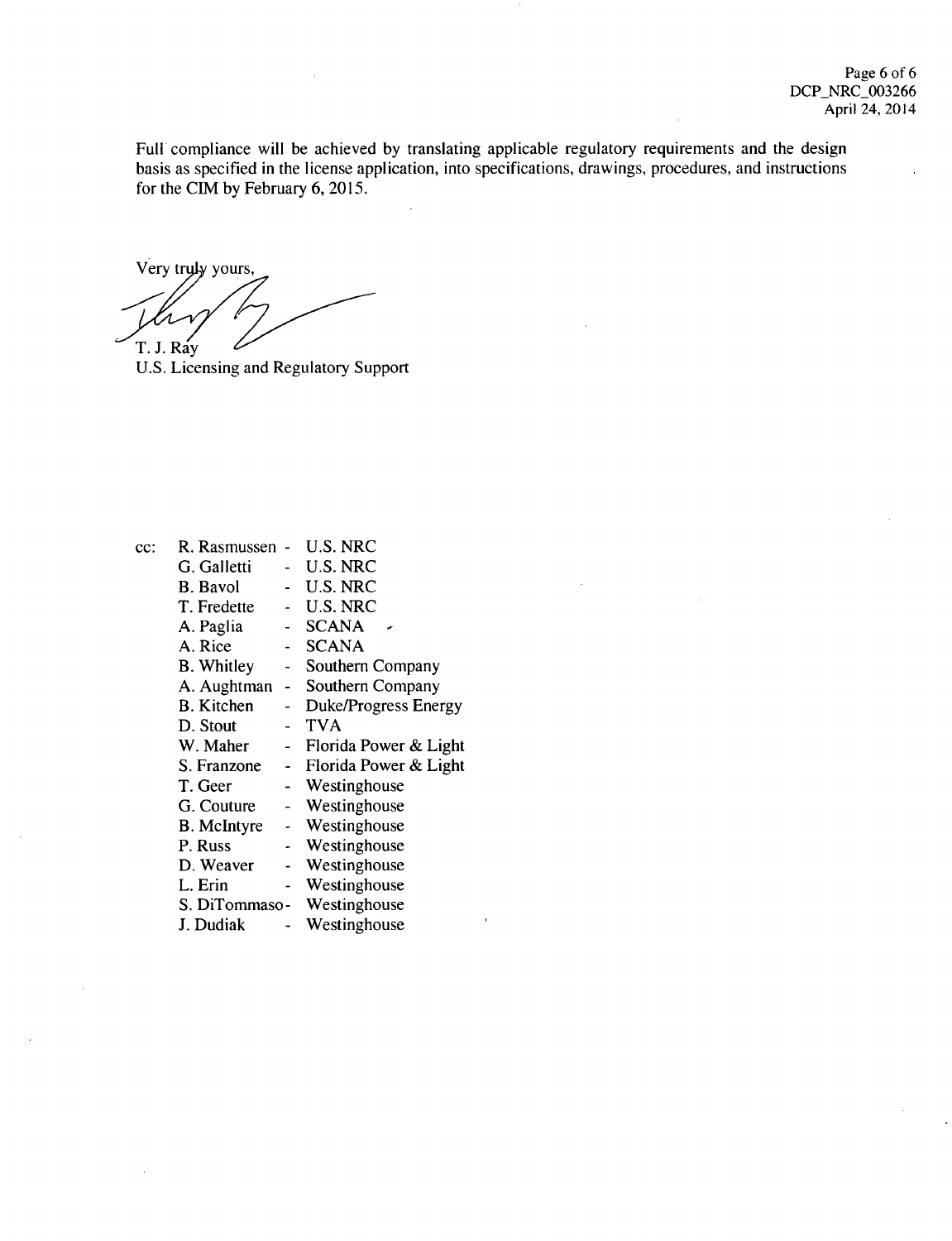Full compliance will be achieved by translating applicable regulatory requirements and the design basis as specified in the license application, into specifications, drawings, procedures, and instructions for the CIM by February 6, 2015.

Very truly yours,

T. J. Ray
U.S. Licensing and Regulatory Support

cc:

| | | |
|---|---|---|
| R. Rasmussen | - | U.S. NRC |
| G. Galletti | - | U.S. NRC |
| B. Bavol | - | U.S. NRC |
| T. Fredette | - | U.S. NRC |
| A. Paglia | - | SCANA |
| A. Rice | - | SCANA |
| B. Whitley | - | Southern Company |
| A. Aughtman | - | Southern Company |
| B. Kitchen | - | Duke/Progress Energy |
| D. Stout | - | TVA |
| W. Maher | - | Florida Power & Light |
| S. Franzone | - | Florida Power & Light |
| T. Geer | - | Westinghouse |
| G. Couture | - | Westinghouse |
| B. McIntyre | - | Westinghouse |
| P. Russ | - | Westinghouse |
| D. Weaver | - | Westinghouse |
| L. Erin | - | Westinghouse |
| S. DiTommaso | - | Westinghouse |
| J. Dudiak | - | Westinghouse |